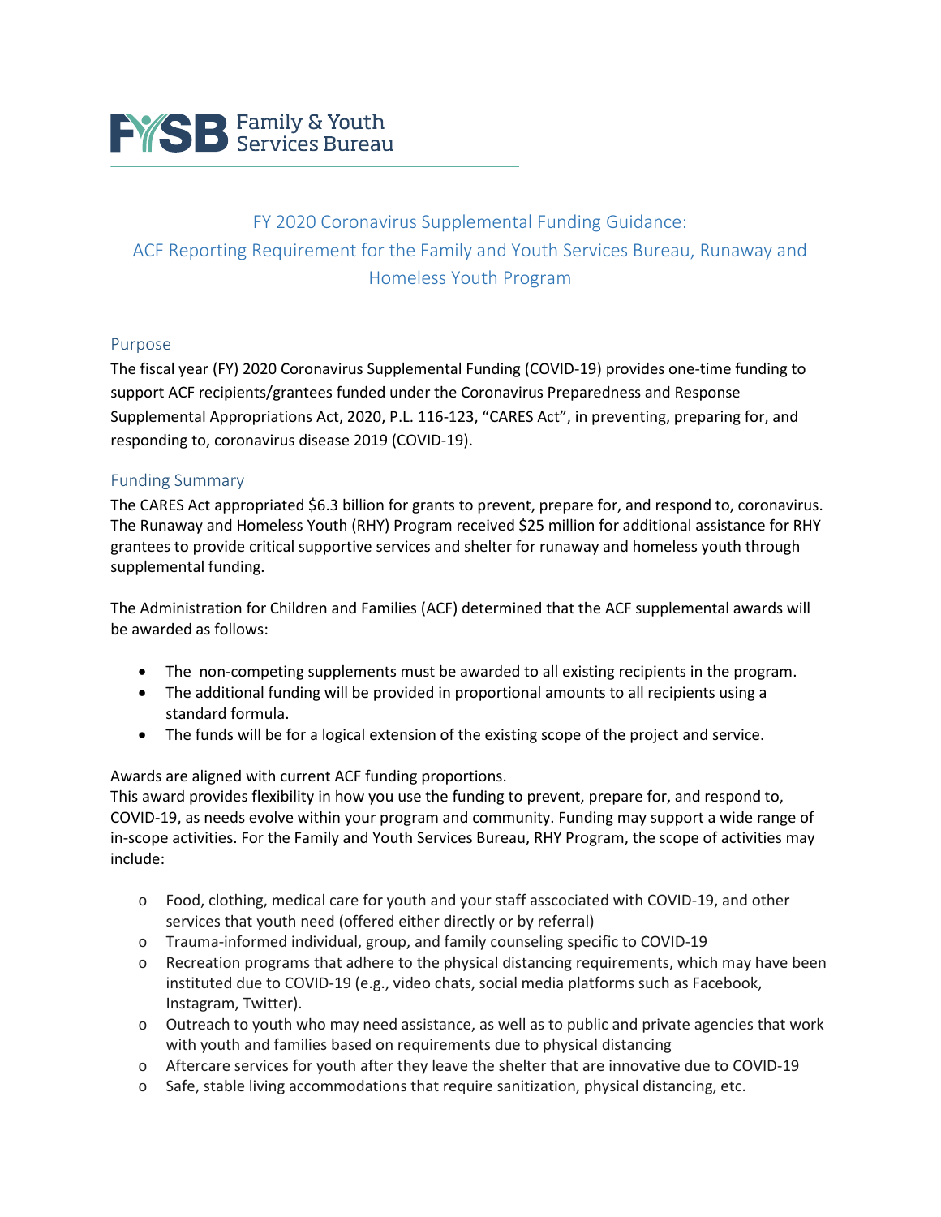FYSB Family & Youth Services Bureau

# FY 2020 Coronavirus Supplemental Funding Guidance: ACF Reporting Requirement for the Family and Youth Services Bureau, Runaway and Homeless Youth Program

## Purpose

The fiscal year (FY) 2020 Coronavirus Supplemental Funding (COVID-19) provides one-time funding to support ACF recipients/grantees funded under the Coronavirus Preparedness and Response Supplemental Appropriations Act, 2020, P.L. 116-123, "CARES Act", in preventing, preparing for, and responding to, coronavirus disease 2019 (COVID-19).

## Funding Summary

The CARES Act appropriated $6.3 billion for grants to prevent, prepare for, and respond to, coronavirus. The Runaway and Homeless Youth (RHY) Program received $25 million for additional assistance for RHY grantees to provide critical supportive services and shelter for runaway and homeless youth through supplemental funding.

The Administration for Children and Families (ACF) determined that the ACF supplemental awards will be awarded as follows:

- The non-competing supplements must be awarded to all existing recipients in the program.
- The additional funding will be provided in proportional amounts to all recipients using a standard formula.
- The funds will be for a logical extension of the existing scope of the project and service.

Awards are aligned with current ACF funding proportions.
This award provides flexibility in how you use the funding to prevent, prepare for, and respond to, COVID-19, as needs evolve within your program and community. Funding may support a wide range of in-scope activities. For the Family and Youth Services Bureau, RHY Program, the scope of activities may include:

- Food, clothing, medical care for youth and your staff asscociated with COVID-19, and other services that youth need (offered either directly or by referral)
- Trauma-informed individual, group, and family counseling specific to COVID-19
- Recreation programs that adhere to the physical distancing requirements, which may have been instituted due to COVID-19 (e.g., video chats, social media platforms such as Facebook, Instagram, Twitter).
- Outreach to youth who may need assistance, as well as to public and private agencies that work with youth and families based on requirements due to physical distancing
- Aftercare services for youth after they leave the shelter that are innovative due to COVID-19
- Safe, stable living accommodations that require sanitization, physical distancing, etc.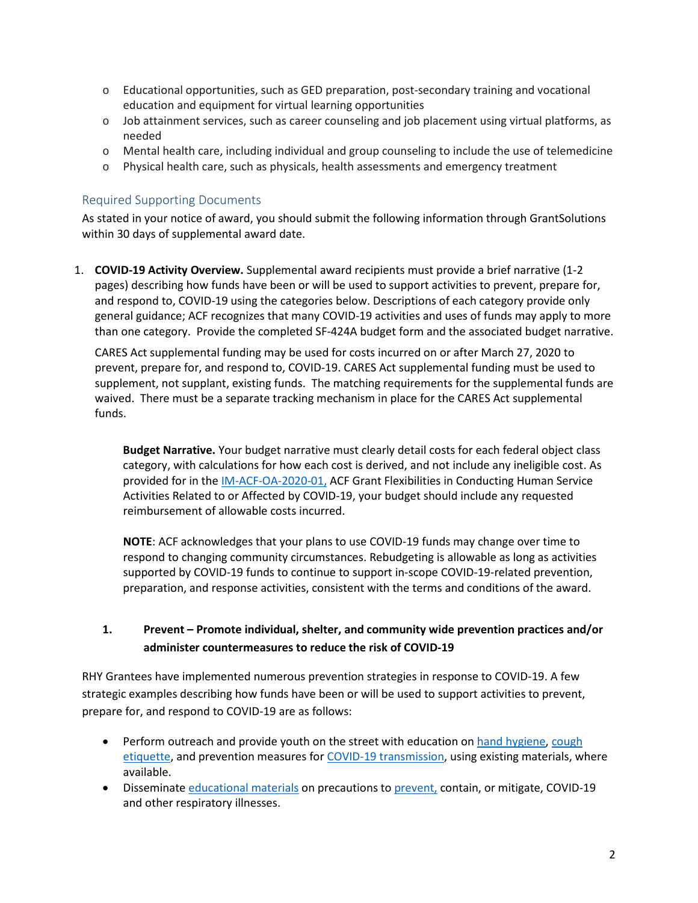- Educational opportunities, such as GED preparation, post-secondary training and vocational education and equipment for virtual learning opportunities
- Job attainment services, such as career counseling and job placement using virtual platforms, as needed
- Mental health care, including individual and group counseling to include the use of telemedicine
- Physical health care, such as physicals, health assessments and emergency treatment

## Required Supporting Documents

As stated in your notice of award, you should submit the following information through GrantSolutions within 30 days of supplemental award date.

1. **COVID-19 Activity Overview.** Supplemental award recipients must provide a brief narrative (1-2 pages) describing how funds have been or will be used to support activities to prevent, prepare for, and respond to, COVID-19 using the categories below. Descriptions of each category provide only general guidance; ACF recognizes that many COVID-19 activities and uses of funds may apply to more than one category. Provide the completed SF-424A budget form and the associated budget narrative.

   CARES Act supplemental funding may be used for costs incurred on or after March 27, 2020 to prevent, prepare for, and respond to, COVID-19. CARES Act supplemental funding must be used to supplement, not supplant, existing funds. The matching requirements for the supplemental funds are waived. There must be a separate tracking mechanism in place for the CARES Act supplemental funds.

   **Budget Narrative.** Your budget narrative must clearly detail costs for each federal object class category, with calculations for how each cost is derived, and not include any ineligible cost. As provided for in the IM-ACF-OA-2020-01, ACF Grant Flexibilities in Conducting Human Service Activities Related to or Affected by COVID-19, your budget should include any requested reimbursement of allowable costs incurred.

   **NOTE**: ACF acknowledges that your plans to use COVID-19 funds may change over time to respond to changing community circumstances. Rebudgeting is allowable as long as activities supported by COVID-19 funds to continue to support in-scope COVID-19-related prevention, preparation, and response activities, consistent with the terms and conditions of the award.

### 1. Prevent – Promote individual, shelter, and community wide prevention practices and/or administer countermeasures to reduce the risk of COVID-19

RHY Grantees have implemented numerous prevention strategies in response to COVID-19. A few strategic examples describing how funds have been or will be used to support activities to prevent, prepare for, and respond to COVID-19 are as follows:

- Perform outreach and provide youth on the street with education on hand hygiene, cough etiquette, and prevention measures for COVID-19 transmission, using existing materials, where available.
- Disseminate educational materials on precautions to prevent, contain, or mitigate, COVID-19 and other respiratory illnesses.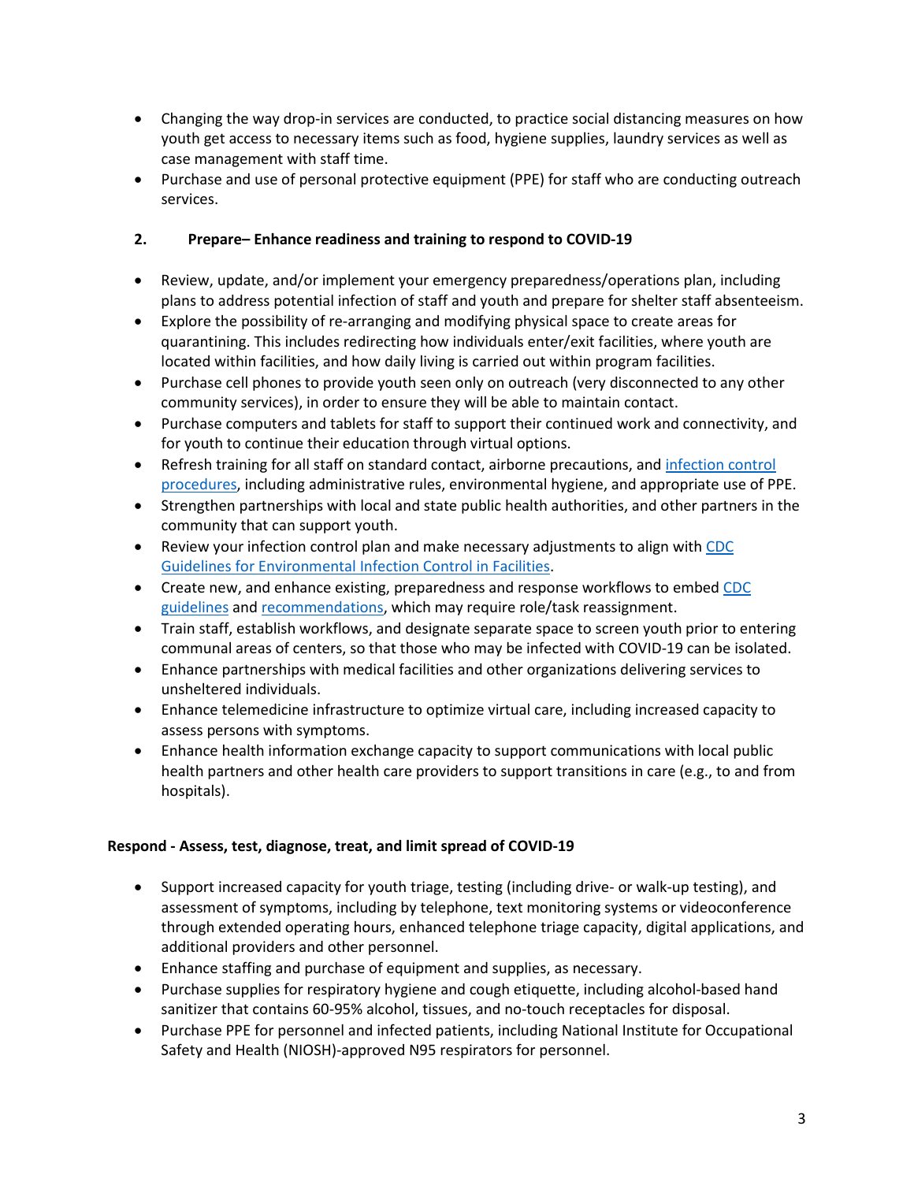- Changing the way drop-in services are conducted, to practice social distancing measures on how youth get access to necessary items such as food, hygiene supplies, laundry services as well as case management with staff time.
- Purchase and use of personal protective equipment (PPE) for staff who are conducting outreach services.

### 2. Prepare– Enhance readiness and training to respond to COVID-19

- Review, update, and/or implement your emergency preparedness/operations plan, including plans to address potential infection of staff and youth and prepare for shelter staff absenteeism.
- Explore the possibility of re-arranging and modifying physical space to create areas for quarantining. This includes redirecting how individuals enter/exit facilities, where youth are located within facilities, and how daily living is carried out within program facilities.
- Purchase cell phones to provide youth seen only on outreach (very disconnected to any other community services), in order to ensure they will be able to maintain contact.
- Purchase computers and tablets for staff to support their continued work and connectivity, and for youth to continue their education through virtual options.
- Refresh training for all staff on standard contact, airborne precautions, and infection control procedures, including administrative rules, environmental hygiene, and appropriate use of PPE.
- Strengthen partnerships with local and state public health authorities, and other partners in the community that can support youth.
- Review your infection control plan and make necessary adjustments to align with CDC Guidelines for Environmental Infection Control in Facilities.
- Create new, and enhance existing, preparedness and response workflows to embed CDC guidelines and recommendations, which may require role/task reassignment.
- Train staff, establish workflows, and designate separate space to screen youth prior to entering communal areas of centers, so that those who may be infected with COVID-19 can be isolated.
- Enhance partnerships with medical facilities and other organizations delivering services to unsheltered individuals.
- Enhance telemedicine infrastructure to optimize virtual care, including increased capacity to assess persons with symptoms.
- Enhance health information exchange capacity to support communications with local public health partners and other health care providers to support transitions in care (e.g., to and from hospitals).

### Respond - Assess, test, diagnose, treat, and limit spread of COVID-19

- Support increased capacity for youth triage, testing (including drive- or walk-up testing), and assessment of symptoms, including by telephone, text monitoring systems or videoconference through extended operating hours, enhanced telephone triage capacity, digital applications, and additional providers and other personnel.
- Enhance staffing and purchase of equipment and supplies, as necessary.
- Purchase supplies for respiratory hygiene and cough etiquette, including alcohol-based hand sanitizer that contains 60-95% alcohol, tissues, and no-touch receptacles for disposal.
- Purchase PPE for personnel and infected patients, including National Institute for Occupational Safety and Health (NIOSH)-approved N95 respirators for personnel.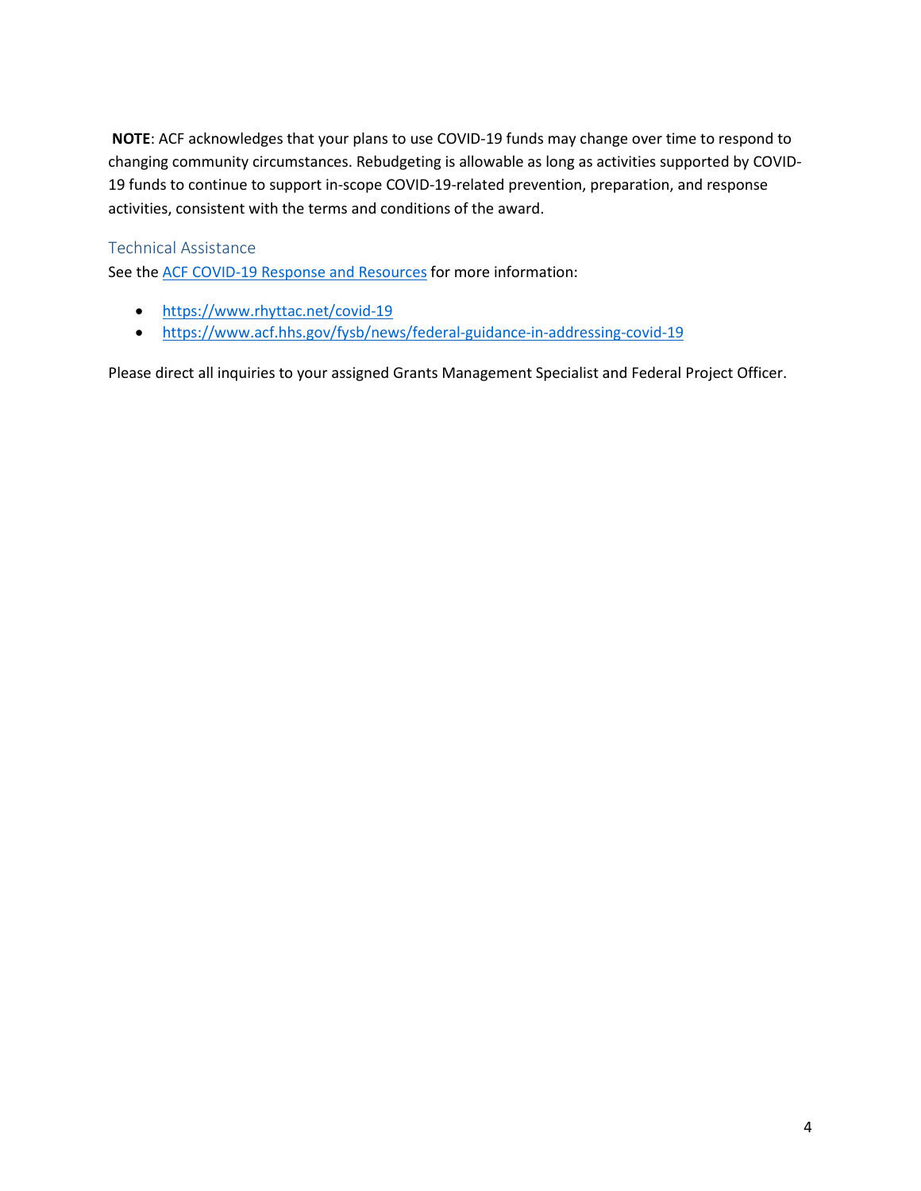**NOTE**: ACF acknowledges that your plans to use COVID-19 funds may change over time to respond to changing community circumstances. Rebudgeting is allowable as long as activities supported by COVID-19 funds to continue to support in-scope COVID-19-related prevention, preparation, and response activities, consistent with the terms and conditions of the award.

## Technical Assistance

See the ACF COVID-19 Response and Resources for more information:

- https://www.rhyttac.net/covid-19
- https://www.acf.hhs.gov/fysb/news/federal-guidance-in-addressing-covid-19

Please direct all inquiries to your assigned Grants Management Specialist and Federal Project Officer.